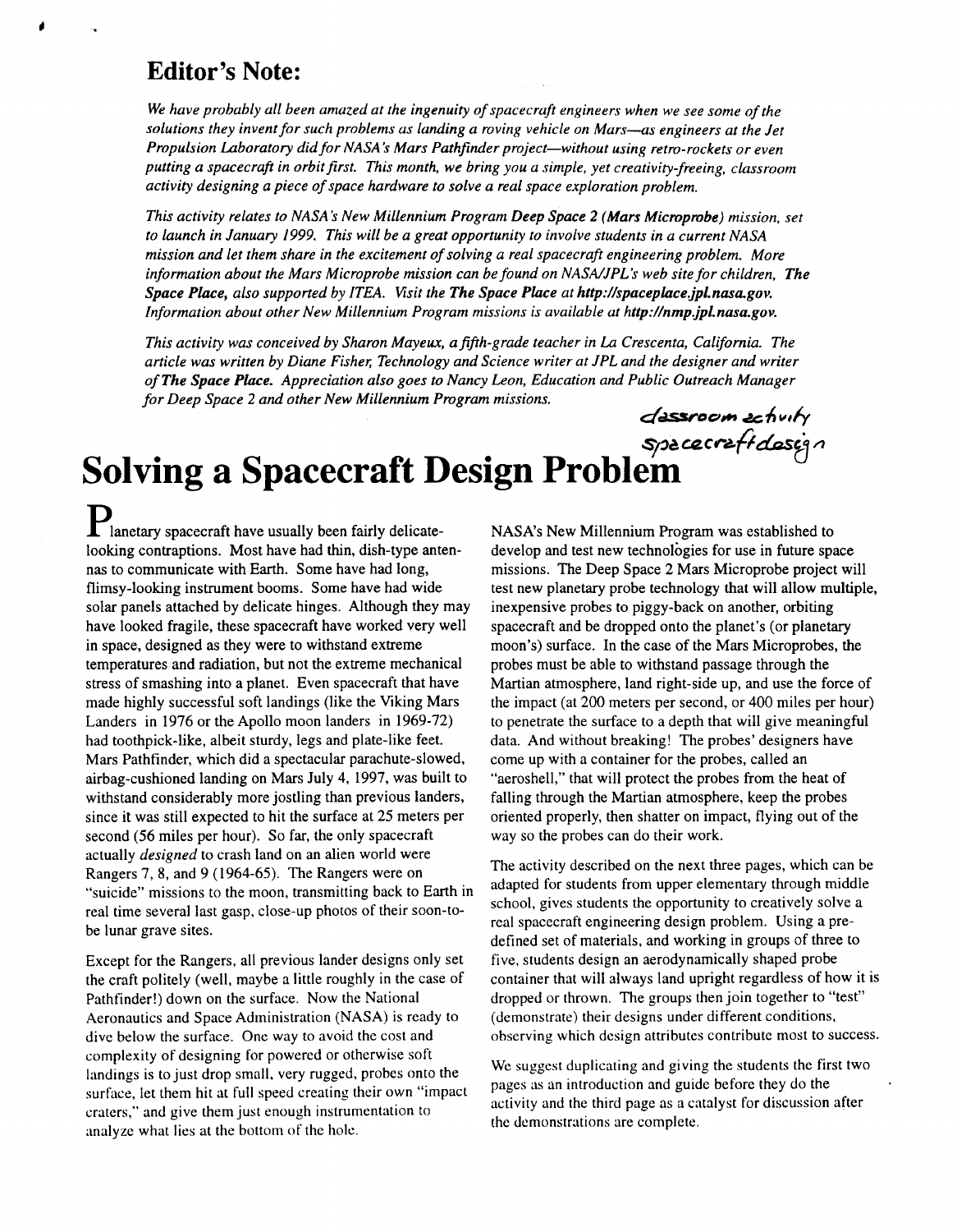## Editor's Note:

*We have probably all been amazed at the ingenuity of spacecraft engineers when we see some of the solutions they invent for such problems as landing a roving vehicle on Mars—as engineers at the Jet Propulsion Laboratory did for NASA's Mars Pathfinder project—without using retro-rockets or even putting a spacecraft in orbit first. This month, we bring you a simple, yet creativity-freeing, classroom activity designing a piece of space hardware to solve a real space exploration problem.*

*This activity relates to NASA's New Millennium Program **Deep Space 2 (Mars Microprobe)** mission, set to launch in January 1999. This will be a great opportunity to involve students in a current NASA mission and let them share in the excitement of solving a real spacecraft engineering problem. More information about the Mars Microprobe mission can be found on NASA/JPL's web site for children, **The Space Place,** also supported by ITEA. Visit the **The Space Place** at **http://spaceplace.jpl.nasa.gov.** Information about other New Millennium Program missions is available at **http://nmp.jpl.nasa.gov.***

*This activity was conceived by Sharon Mayeux, a fifth-grade teacher in La Crescenta, California. The article was written by Diane Fisher, Technology and Science writer at JPL and the designer and writer of **The Space Place.** Appreciation also goes to Nancy Leon, Education and Public Outreach Manager for Deep Space 2 and other New Millennium Program missions.*

classroom activity
spacecraft design

# Solving a Spacecraft Design Problem

Planetary spacecraft have usually been fairly delicate-looking contraptions. Most have had thin, dish-type antennas to communicate with Earth. Some have had long, flimsy-looking instrument booms. Some have had wide solar panels attached by delicate hinges. Although they may have looked fragile, these spacecraft have worked very well in space, designed as they were to withstand extreme temperatures and radiation, but not the extreme mechanical stress of smashing into a planet. Even spacecraft that have made highly successful soft landings (like the Viking Mars Landers in 1976 or the Apollo moon landers in 1969-72) had toothpick-like, albeit sturdy, legs and plate-like feet. Mars Pathfinder, which did a spectacular parachute-slowed, airbag-cushioned landing on Mars July 4, 1997, was built to withstand considerably more jostling than previous landers, since it was still expected to hit the surface at 25 meters per second (56 miles per hour). So far, the only spacecraft actually *designed* to crash land on an alien world were Rangers 7, 8, and 9 (1964-65). The Rangers were on "suicide" missions to the moon, transmitting back to Earth in real time several last gasp, close-up photos of their soon-to-be lunar grave sites.

Except for the Rangers, all previous lander designs only set the craft politely (well, maybe a little roughly in the case of Pathfinder!) down on the surface. Now the National Aeronautics and Space Administration (NASA) is ready to dive below the surface. One way to avoid the cost and complexity of designing for powered or otherwise soft landings is to just drop small, very rugged, probes onto the surface, let them hit at full speed creating their own "impact craters," and give them just enough instrumentation to analyze what lies at the bottom of the hole.

NASA's New Millennium Program was established to develop and test new technologies for use in future space missions. The Deep Space 2 Mars Microprobe project will test new planetary probe technology that will allow multiple, inexpensive probes to piggy-back on another, orbiting spacecraft and be dropped onto the planet's (or planetary moon's) surface. In the case of the Mars Microprobes, the probes must be able to withstand passage through the Martian atmosphere, land right-side up, and use the force of the impact (at 200 meters per second, or 400 miles per hour) to penetrate the surface to a depth that will give meaningful data. And without breaking! The probes' designers have come up with a container for the probes, called an "aeroshell," that will protect the probes from the heat of falling through the Martian atmosphere, keep the probes oriented properly, then shatter on impact, flying out of the way so the probes can do their work.

The activity described on the next three pages, which can be adapted for students from upper elementary through middle school, gives students the opportunity to creatively solve a real spacecraft engineering design problem. Using a pre-defined set of materials, and working in groups of three to five, students design an aerodynamically shaped probe container that will always land upright regardless of how it is dropped or thrown. The groups then join together to "test" (demonstrate) their designs under different conditions, observing which design attributes contribute most to success.

We suggest duplicating and giving the students the first two pages as an introduction and guide before they do the activity and the third page as a catalyst for discussion after the demonstrations are complete.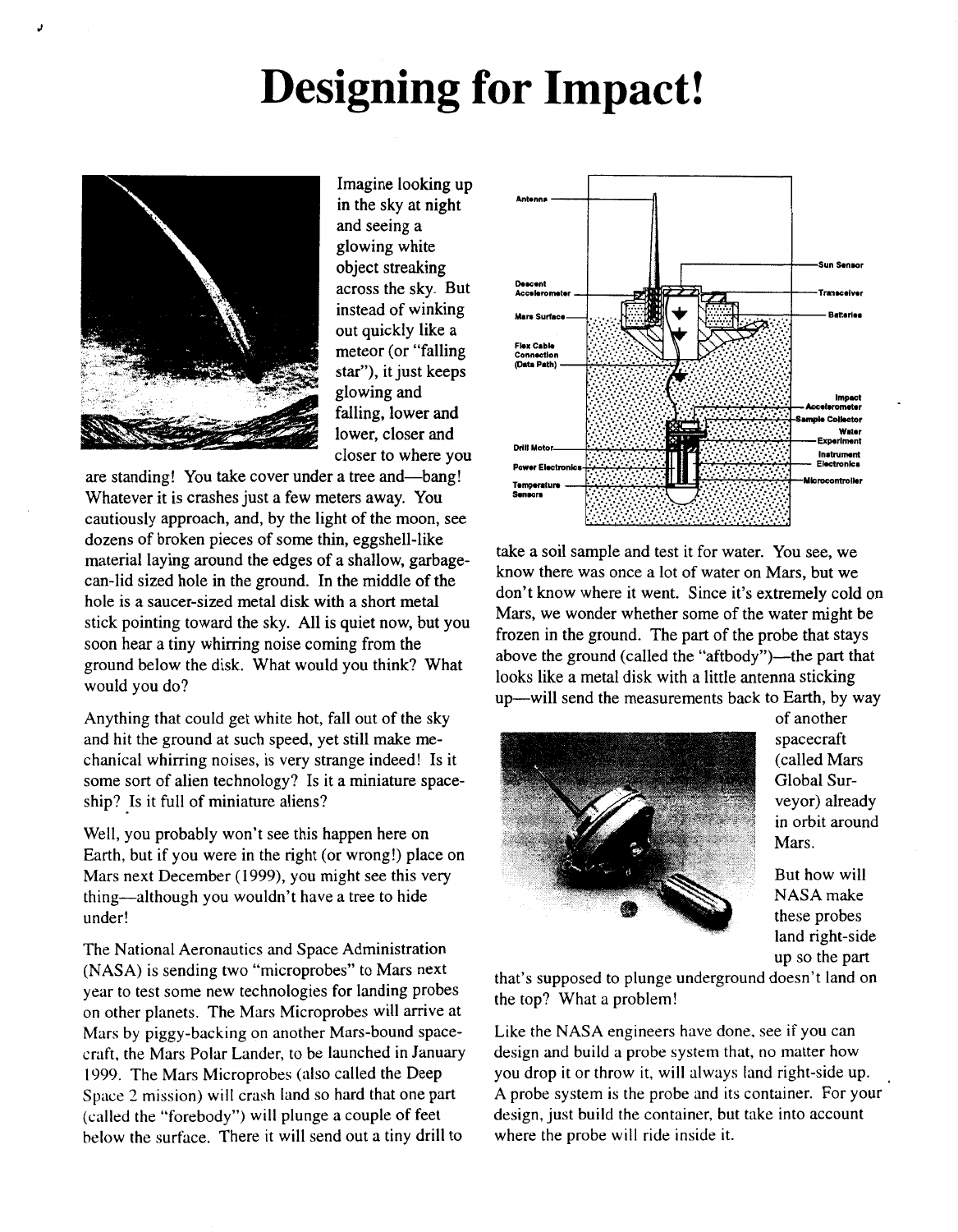# Designing for Impact!

Imagine looking up in the sky at night and seeing a glowing white object streaking across the sky. But instead of winking out quickly like a meteor (or "falling star"), it just keeps glowing and falling, lower and lower, closer and closer to where you are standing! You take cover under a tree and—bang! Whatever it is crashes just a few meters away. You cautiously approach, and, by the light of the moon, see dozens of broken pieces of some thin, eggshell-like material laying around the edges of a shallow, garbage-can-lid sized hole in the ground. In the middle of the hole is a saucer-sized metal disk with a short metal stick pointing toward the sky. All is quiet now, but you soon hear a tiny whirring noise coming from the ground below the disk. What would you think? What would you do?

Anything that could get white hot, fall out of the sky and hit the ground at such speed, yet still make mechanical whirring noises, is very strange indeed! Is it some sort of alien technology? Is it a miniature spaceship? Is it full of miniature aliens?

Well, you probably won't see this happen here on Earth, but if you were in the right (or wrong!) place on Mars next December (1999), you might see this very thing—although you wouldn't have a tree to hide under!

The National Aeronautics and Space Administration (NASA) is sending two "microprobes" to Mars next year to test some new technologies for landing probes on other planets. The Mars Microprobes will arrive at Mars by piggy-backing on another Mars-bound spacecraft, the Mars Polar Lander, to be launched in January 1999. The Mars Microprobes (also called the Deep Space 2 mission) will crash land so hard that one part (called the "forebody") will plunge a couple of feet below the surface. There it will send out a tiny drill to take a soil sample and test it for water. You see, we know there was once a lot of water on Mars, but we don't know where it went. Since it's extremely cold on Mars, we wonder whether some of the water might be frozen in the ground. The part of the probe that stays above the ground (called the "aftbody")—the part that looks like a metal disk with a little antenna sticking up—will send the measurements back to Earth, by way of another spacecraft (called Mars Global Surveyor) already in orbit around Mars.

Antenna; Descent Accelerometer; Mars Surface; Flex Cable Connection (Data Path); Drill Motor; Power Electronics; Temperature Sensors; Sun Sensor; Transceiver; Batteries; Impact Accelerometer; Sample Collector; Water Experiment; Instrument Electronics; Microcontroller

But how will NASA make these probes land right-side up so the part that's supposed to plunge underground doesn't land on the top? What a problem!

Like the NASA engineers have done, see if you can design and build a probe system that, no matter how you drop it or throw it, will always land right-side up. A probe system is the probe and its container. For your design, just build the container, but take into account where the probe will ride inside it.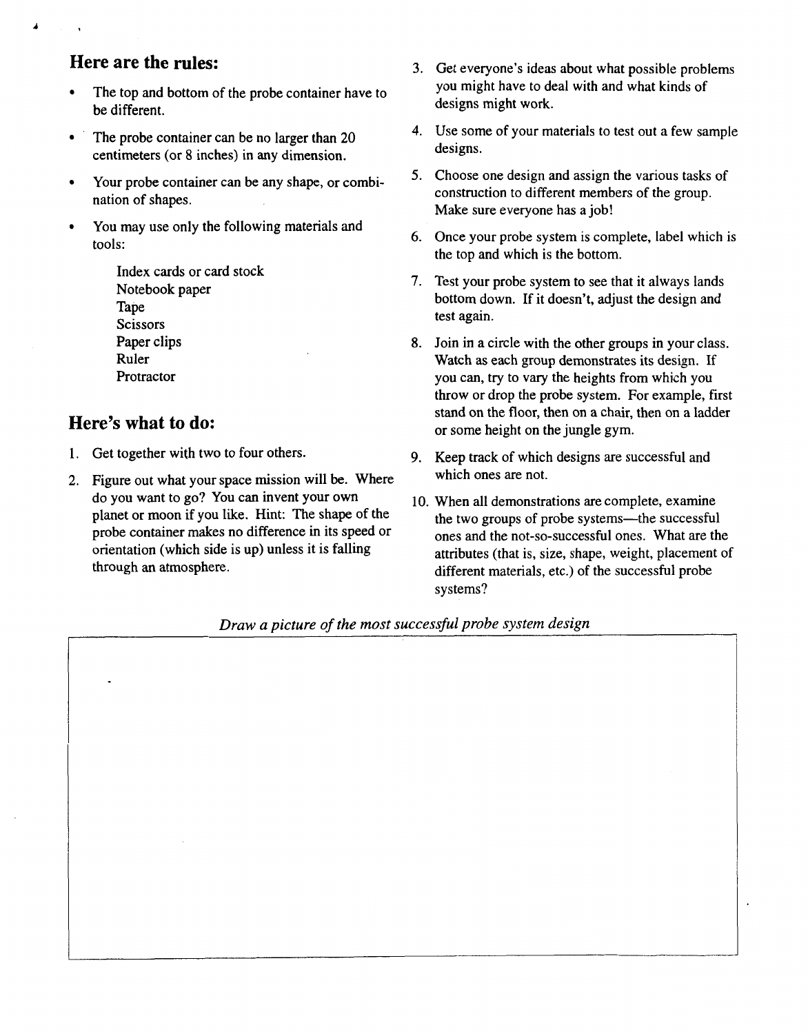## Here are the rules:

- The top and bottom of the probe container have to be different.
- The probe container can be no larger than 20 centimeters (or 8 inches) in any dimension.
- Your probe container can be any shape, or combination of shapes.
- You may use only the following materials and tools:

  Index cards or card stock
  Notebook paper
  Tape
  Scissors
  Paper clips
  Ruler
  Protractor

## Here's what to do:

1. Get together with two to four others.
2. Figure out what your space mission will be. Where do you want to go? You can invent your own planet or moon if you like. Hint: The shape of the probe container makes no difference in its speed or orientation (which side is up) unless it is falling through an atmosphere.
3. Get everyone's ideas about what possible problems you might have to deal with and what kinds of designs might work.
4. Use some of your materials to test out a few sample designs.
5. Choose one design and assign the various tasks of construction to different members of the group. Make sure everyone has a job!
6. Once your probe system is complete, label which is the top and which is the bottom.
7. Test your probe system to see that it always lands bottom down. If it doesn't, adjust the design and test again.
8. Join in a circle with the other groups in your class. Watch as each group demonstrates its design. If you can, try to vary the heights from which you throw or drop the probe system. For example, first stand on the floor, then on a chair, then on a ladder or some height on the jungle gym.
9. Keep track of which designs are successful and which ones are not.
10. When all demonstrations are complete, examine the two groups of probe systems—the successful ones and the not-so-successful ones. What are the attributes (that is, size, shape, weight, placement of different materials, etc.) of the successful probe systems?

*Draw a picture of the most successful probe system design*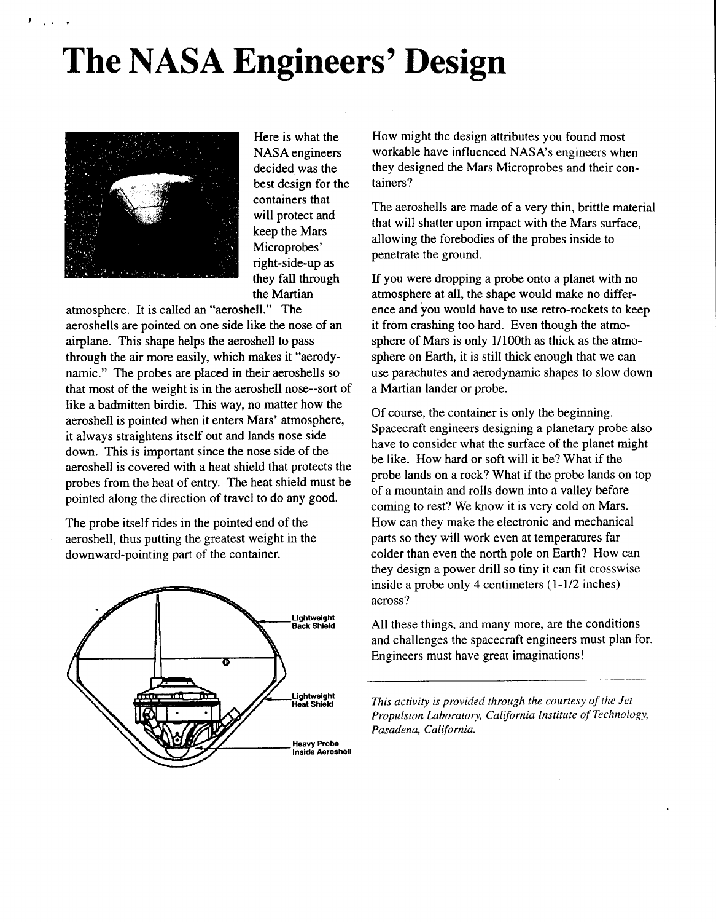# The NASA Engineers' Design

Here is what the NASA engineers decided was the best design for the containers that will protect and keep the Mars Microprobes' right-side-up as they fall through the Martian atmosphere. It is called an "aeroshell." The aeroshells are pointed on one side like the nose of an airplane. This shape helps the aeroshell to pass through the air more easily, which makes it "aerodynamic." The probes are placed in their aeroshells so that most of the weight is in the aeroshell nose--sort of like a badmitten birdie. This way, no matter how the aeroshell is pointed when it enters Mars' atmosphere, it always straightens itself out and lands nose side down. This is important since the nose side of the aeroshell is covered with a heat shield that protects the probes from the heat of entry. The heat shield must be pointed along the direction of travel to do any good.

The probe itself rides in the pointed end of the aeroshell, thus putting the greatest weight in the downward-pointing part of the container.

Lightweight Back Shield

Lightweight Heat Shield

Heavy Probe Inside Aeroshell

How might the design attributes you found most workable have influenced NASA's engineers when they designed the Mars Microprobes and their containers?

The aeroshells are made of a very thin, brittle material that will shatter upon impact with the Mars surface, allowing the forebodies of the probes inside to penetrate the ground.

If you were dropping a probe onto a planet with no atmosphere at all, the shape would make no difference and you would have to use retro-rockets to keep it from crashing too hard. Even though the atmosphere of Mars is only 1/100th as thick as the atmosphere on Earth, it is still thick enough that we can use parachutes and aerodynamic shapes to slow down a Martian lander or probe.

Of course, the container is only the beginning. Spacecraft engineers designing a planetary probe also have to consider what the surface of the planet might be like. How hard or soft will it be? What if the probe lands on a rock? What if the probe lands on top of a mountain and rolls down into a valley before coming to rest? We know it is very cold on Mars. How can they make the electronic and mechanical parts so they will work even at temperatures far colder than even the north pole on Earth? How can they design a power drill so tiny it can fit crosswise inside a probe only 4 centimeters (1-1/2 inches) across?

All these things, and many more, are the conditions and challenges the spacecraft engineers must plan for. Engineers must have great imaginations!

---

*This activity is provided through the courtesy of the Jet Propulsion Laboratory, California Institute of Technology, Pasadena, California.*